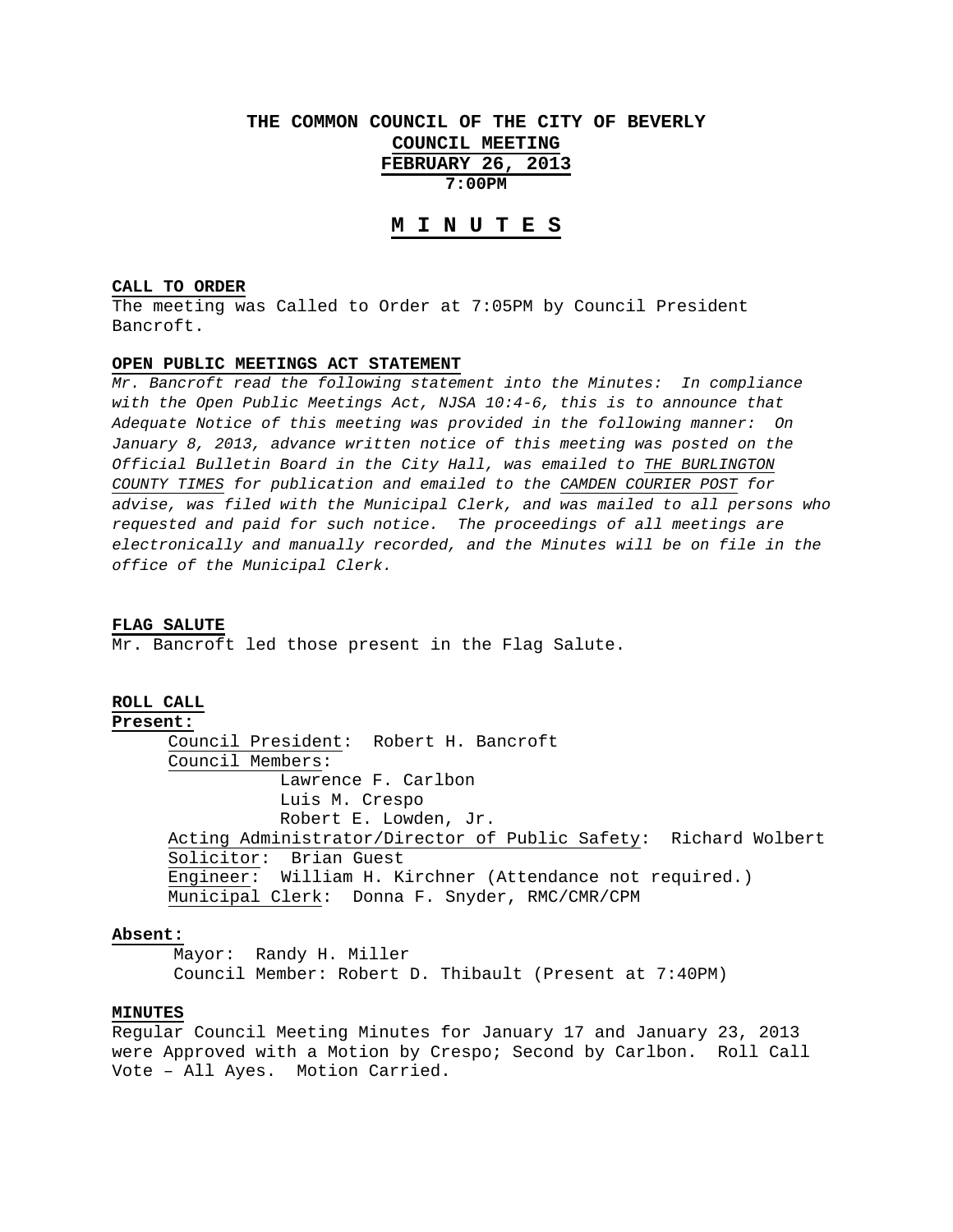# THE COMMON COUNCIL OF THE CITY OF BEVERLY

## COUNCIL MEETING

## FEBRUARY 26, 2013

**7:00PM**

## M I N U T E S

**CALL TO ORDER**

The meeting was Called to Order at 7:05PM by Council President Bancroft.

**OPEN PUBLIC MEETINGS ACT STATEMENT**

*Mr. Bancroft read the following statement into the Minutes: In compliance with the Open Public Meetings Act, NJSA 10:4-6, this is to announce that Adequate Notice of this meeting was provided in the following manner: On January 8, 2013, advance written notice of this meeting was posted on the Official Bulletin Board in the City Hall, was emailed to THE BURLINGTON COUNTY TIMES for publication and emailed to the CAMDEN COURIER POST for advise, was filed with the Municipal Clerk, and was mailed to all persons who requested and paid for such notice. The proceedings of all meetings are electronically and manually recorded, and the Minutes will be on file in the office of the Municipal Clerk.*

**FLAG SALUTE**

Mr. Bancroft led those present in the Flag Salute.

**ROLL CALL**

**Present:**

Council President: Robert H. Bancroft

Council Members:

- Lawrence F. Carlbon
- Luis M. Crespo
- Robert E. Lowden, Jr.

Acting Administrator/Director of Public Safety: Richard Wolbert

Solicitor: Brian Guest

Engineer: William H. Kirchner (Attendance not required.)

Municipal Clerk: Donna F. Snyder, RMC/CMR/CPM

**Absent:**

Mayor: Randy H. Miller

Council Member: Robert D. Thibault (Present at 7:40PM)

**MINUTES**

Regular Council Meeting Minutes for January 17 and January 23, 2013 were Approved with a Motion by Crespo; Second by Carlbon. Roll Call Vote – All Ayes. Motion Carried.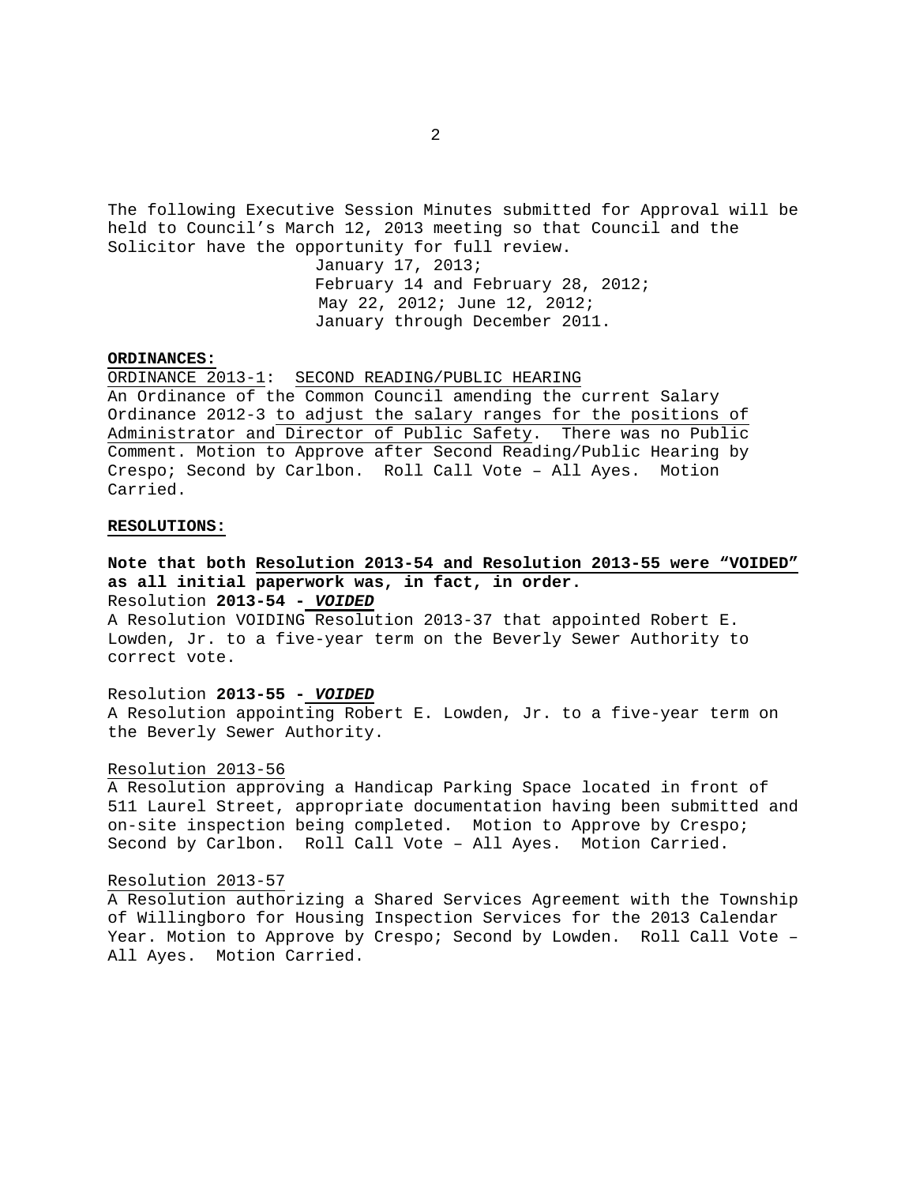The following Executive Session Minutes submitted for Approval will be held to Council's March 12, 2013 meeting so that Council and the Solicitor have the opportunity for full review.

January 17, 2013;
February 14 and February 28, 2012;
May 22, 2012; June 12, 2012;
January through December 2011.

**ORDINANCES:**

ORDINANCE 2013-1: SECOND READING/PUBLIC HEARING
An Ordinance of the Common Council amending the current Salary Ordinance 2012-3 to adjust the salary ranges for the positions of Administrator and Director of Public Safety. There was no Public Comment. Motion to Approve after Second Reading/Public Hearing by Crespo; Second by Carlbon. Roll Call Vote – All Ayes. Motion Carried.

**RESOLUTIONS:**

**Note that both Resolution 2013-54 and Resolution 2013-55 were "VOIDED" as all initial paperwork was, in fact, in order.**

Resolution **2013-54 -** ***VOIDED***
A Resolution VOIDING Resolution 2013-37 that appointed Robert E. Lowden, Jr. to a five-year term on the Beverly Sewer Authority to correct vote.

Resolution **2013-55 -** ***VOIDED***
A Resolution appointing Robert E. Lowden, Jr. to a five-year term on the Beverly Sewer Authority.

Resolution 2013-56
A Resolution approving a Handicap Parking Space located in front of 511 Laurel Street, appropriate documentation having been submitted and on-site inspection being completed. Motion to Approve by Crespo; Second by Carlbon. Roll Call Vote – All Ayes. Motion Carried.

Resolution 2013-57
A Resolution authorizing a Shared Services Agreement with the Township of Willingboro for Housing Inspection Services for the 2013 Calendar Year. Motion to Approve by Crespo; Second by Lowden. Roll Call Vote – All Ayes. Motion Carried.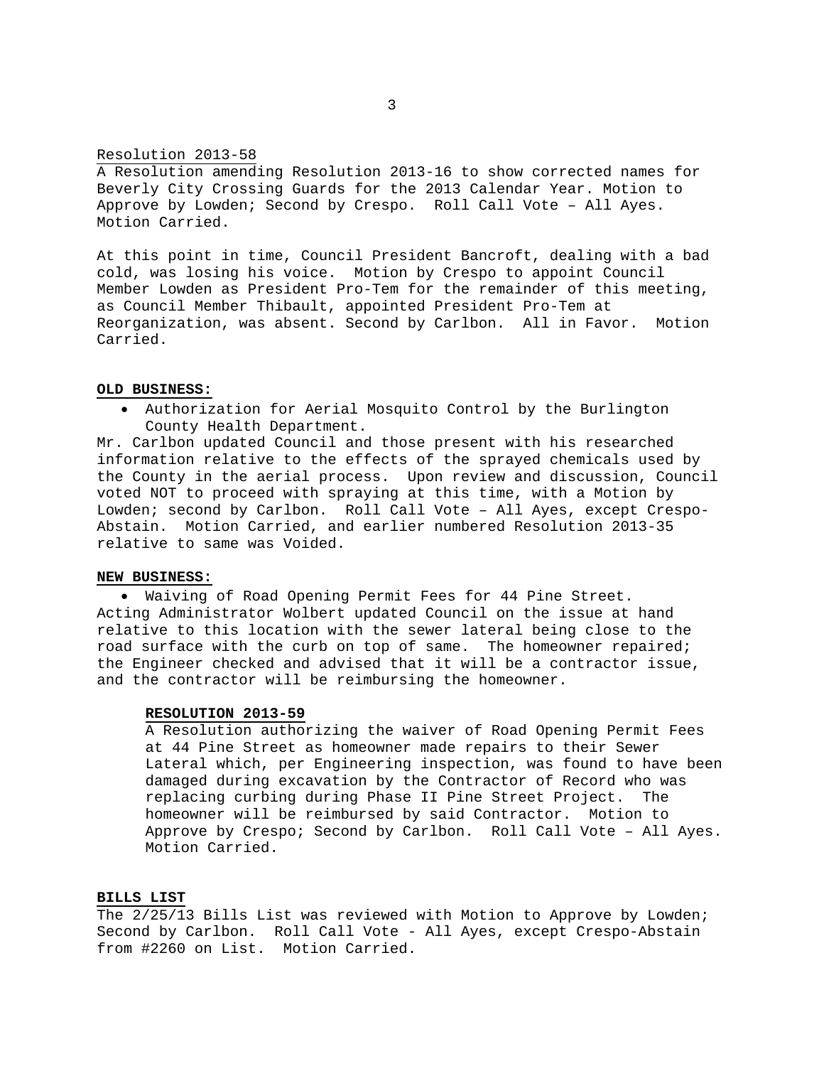Resolution 2013-58

A Resolution amending Resolution 2013-16 to show corrected names for Beverly City Crossing Guards for the 2013 Calendar Year. Motion to Approve by Lowden; Second by Crespo. Roll Call Vote – All Ayes. Motion Carried.

At this point in time, Council President Bancroft, dealing with a bad cold, was losing his voice. Motion by Crespo to appoint Council Member Lowden as President Pro-Tem for the remainder of this meeting, as Council Member Thibault, appointed President Pro-Tem at Reorganization, was absent. Second by Carlbon. All in Favor. Motion Carried.

**OLD BUSINESS:**

- Authorization for Aerial Mosquito Control by the Burlington County Health Department.

Mr. Carlbon updated Council and those present with his researched information relative to the effects of the sprayed chemicals used by the County in the aerial process. Upon review and discussion, Council voted NOT to proceed with spraying at this time, with a Motion by Lowden; second by Carlbon. Roll Call Vote – All Ayes, except Crespo-Abstain. Motion Carried, and earlier numbered Resolution 2013-35 relative to same was Voided.

**NEW BUSINESS:**

- Waiving of Road Opening Permit Fees for 44 Pine Street.

Acting Administrator Wolbert updated Council on the issue at hand relative to this location with the sewer lateral being close to the road surface with the curb on top of same. The homeowner repaired; the Engineer checked and advised that it will be a contractor issue, and the contractor will be reimbursing the homeowner.

**RESOLUTION 2013-59**

A Resolution authorizing the waiver of Road Opening Permit Fees at 44 Pine Street as homeowner made repairs to their Sewer Lateral which, per Engineering inspection, was found to have been damaged during excavation by the Contractor of Record who was replacing curbing during Phase II Pine Street Project. The homeowner will be reimbursed by said Contractor. Motion to Approve by Crespo; Second by Carlbon. Roll Call Vote – All Ayes. Motion Carried.

**BILLS LIST**

The 2/25/13 Bills List was reviewed with Motion to Approve by Lowden; Second by Carlbon. Roll Call Vote - All Ayes, except Crespo-Abstain from #2260 on List. Motion Carried.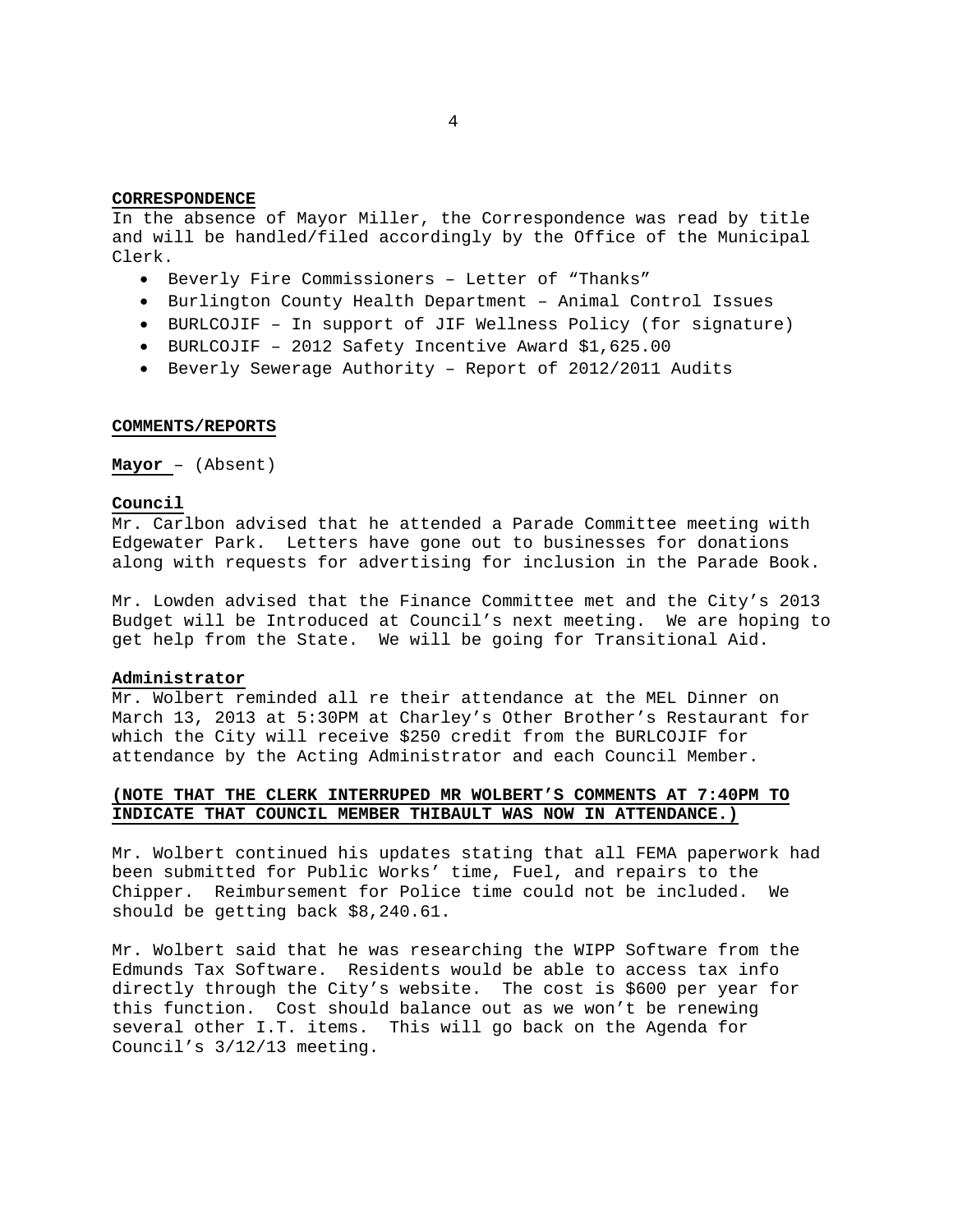**CORRESPONDENCE**

In the absence of Mayor Miller, the Correspondence was read by title and will be handled/filed accordingly by the Office of the Municipal Clerk.

- Beverly Fire Commissioners – Letter of "Thanks"
- Burlington County Health Department – Animal Control Issues
- BURLCOJIF – In support of JIF Wellness Policy (for signature)
- BURLCOJIF – 2012 Safety Incentive Award $1,625.00
- Beverly Sewerage Authority – Report of 2012/2011 Audits

**COMMENTS/REPORTS**

**Mayor** – (Absent)

**Council**

Mr. Carlbon advised that he attended a Parade Committee meeting with Edgewater Park. Letters have gone out to businesses for donations along with requests for advertising for inclusion in the Parade Book.

Mr. Lowden advised that the Finance Committee met and the City's 2013 Budget will be Introduced at Council's next meeting. We are hoping to get help from the State. We will be going for Transitional Aid.

**Administrator**

Mr. Wolbert reminded all re their attendance at the MEL Dinner on March 13, 2013 at 5:30PM at Charley's Other Brother's Restaurant for which the City will receive $250 credit from the BURLCOJIF for attendance by the Acting Administrator and each Council Member.

**(NOTE THAT THE CLERK INTERRUPED MR WOLBERT'S COMMENTS AT 7:40PM TO INDICATE THAT COUNCIL MEMBER THIBAULT WAS NOW IN ATTENDANCE.)**

Mr. Wolbert continued his updates stating that all FEMA paperwork had been submitted for Public Works' time, Fuel, and repairs to the Chipper. Reimbursement for Police time could not be included. We should be getting back $8,240.61.

Mr. Wolbert said that he was researching the WIPP Software from the Edmunds Tax Software. Residents would be able to access tax info directly through the City's website. The cost is $600 per year for this function. Cost should balance out as we won't be renewing several other I.T. items. This will go back on the Agenda for Council's 3/12/13 meeting.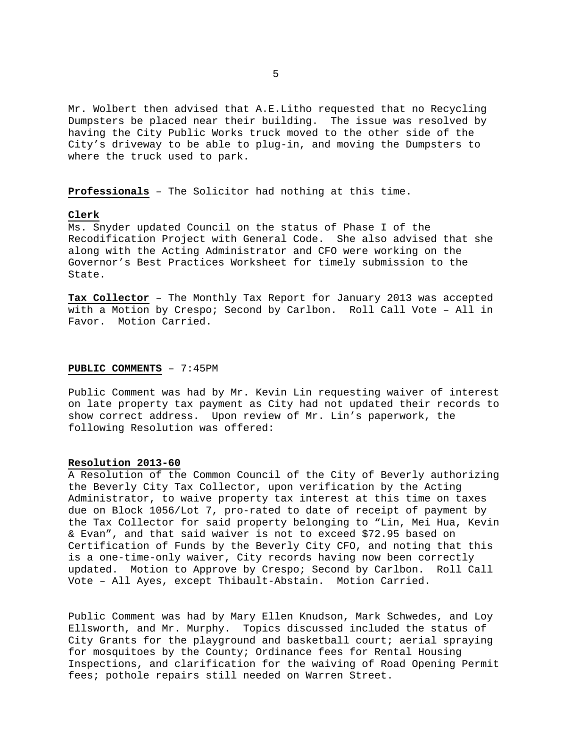Mr. Wolbert then advised that A.E.Litho requested that no Recycling Dumpsters be placed near their building. The issue was resolved by having the City Public Works truck moved to the other side of the City's driveway to be able to plug-in, and moving the Dumpsters to where the truck used to park.

**Professionals** – The Solicitor had nothing at this time.

**Clerk**
Ms. Snyder updated Council on the status of Phase I of the Recodification Project with General Code. She also advised that she along with the Acting Administrator and CFO were working on the Governor's Best Practices Worksheet for timely submission to the State.

**Tax Collector** – The Monthly Tax Report for January 2013 was accepted with a Motion by Crespo; Second by Carlbon. Roll Call Vote – All in Favor. Motion Carried.

**PUBLIC COMMENTS** – 7:45PM

Public Comment was had by Mr. Kevin Lin requesting waiver of interest on late property tax payment as City had not updated their records to show correct address. Upon review of Mr. Lin's paperwork, the following Resolution was offered:

**Resolution 2013-60**
A Resolution of the Common Council of the City of Beverly authorizing the Beverly City Tax Collector, upon verification by the Acting Administrator, to waive property tax interest at this time on taxes due on Block 1056/Lot 7, pro-rated to date of receipt of payment by the Tax Collector for said property belonging to "Lin, Mei Hua, Kevin & Evan", and that said waiver is not to exceed $72.95 based on Certification of Funds by the Beverly City CFO, and noting that this is a one-time-only waiver, City records having now been correctly updated. Motion to Approve by Crespo; Second by Carlbon. Roll Call Vote – All Ayes, except Thibault-Abstain. Motion Carried.

Public Comment was had by Mary Ellen Knudson, Mark Schwedes, and Loy Ellsworth, and Mr. Murphy. Topics discussed included the status of City Grants for the playground and basketball court; aerial spraying for mosquitoes by the County; Ordinance fees for Rental Housing Inspections, and clarification for the waiving of Road Opening Permit fees; pothole repairs still needed on Warren Street.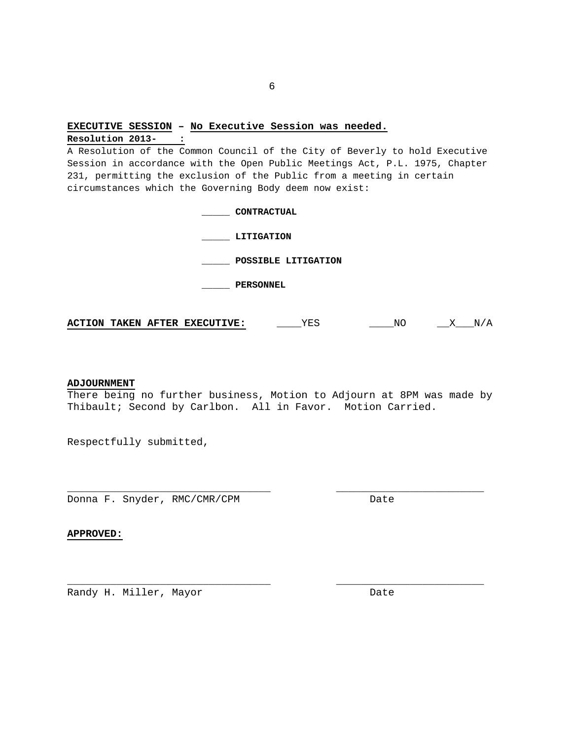**EXECUTIVE SESSION – No Executive Session was needed.**

**Resolution 2013-    :**

A Resolution of the Common Council of the City of Beverly to hold Executive Session in accordance with the Open Public Meetings Act, P.L. 1975, Chapter 231, permitting the exclusion of the Public from a meeting in certain circumstances which the Governing Body deem now exist:

_____ **CONTRACTUAL**

_____ **LITIGATION**

_____ **POSSIBLE LITIGATION**

_____ **PERSONNEL**

**ACTION TAKEN AFTER EXECUTIVE:** ____YES ____NO __X___N/A

**ADJOURNMENT**

There being no further business, Motion to Adjourn at 8PM was made by Thibault; Second by Carlbon. All in Favor. Motion Carried.

Respectfully submitted,

_________________________________ ________________________

Donna F. Snyder, RMC/CMR/CPM Date

**APPROVED:**

_________________________________ ________________________

Randy H. Miller, Mayor Date